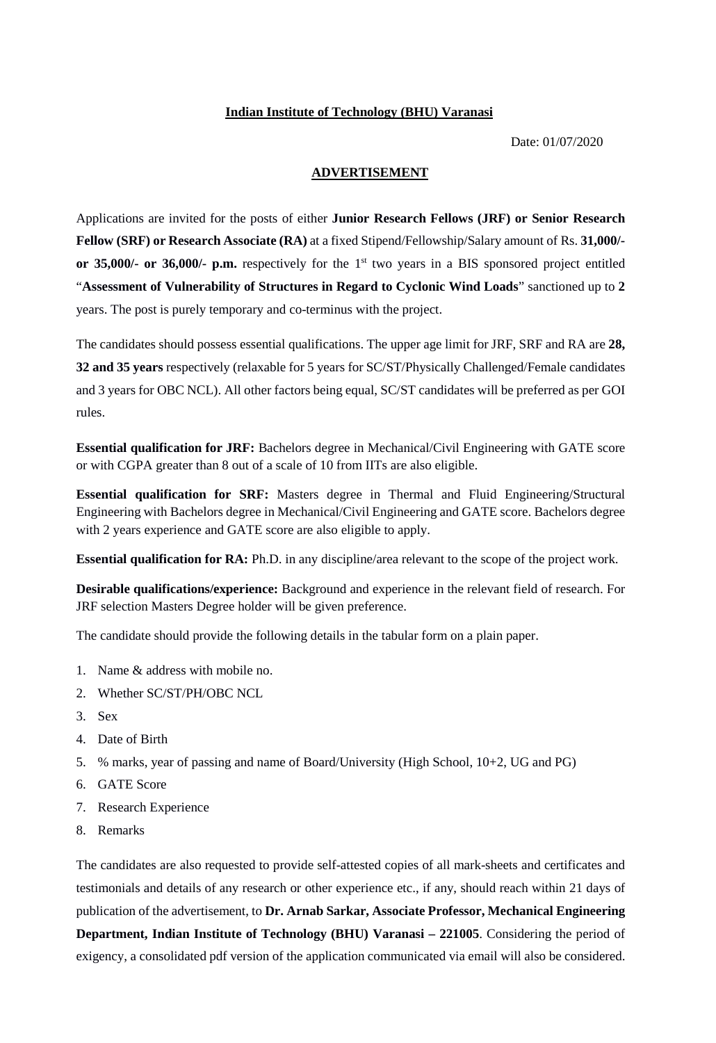**Indian Institute of Technology (BHU) Varanasi**

Date: 01/07/2020

**ADVERTISEMENT**

Applications are invited for the posts of either **Junior Research Fellows (JRF) or Senior Research Fellow (SRF) or Research Associate (RA)** at a fixed Stipend/Fellowship/Salary amount of Rs. **31,000/- or 35,000/- or 36,000/- p.m.** respectively for the 1st two years in a BIS sponsored project entitled "**Assessment of Vulnerability of Structures in Regard to Cyclonic Wind Loads**" sanctioned up to **2** years. The post is purely temporary and co-terminus with the project.

The candidates should possess essential qualifications. The upper age limit for JRF, SRF and RA are **28, 32 and 35 years** respectively (relaxable for 5 years for SC/ST/Physically Challenged/Female candidates and 3 years for OBC NCL). All other factors being equal, SC/ST candidates will be preferred as per GOI rules.

**Essential qualification for JRF:** Bachelors degree in Mechanical/Civil Engineering with GATE score or with CGPA greater than 8 out of a scale of 10 from IITs are also eligible.

**Essential qualification for SRF:** Masters degree in Thermal and Fluid Engineering/Structural Engineering with Bachelors degree in Mechanical/Civil Engineering and GATE score. Bachelors degree with 2 years experience and GATE score are also eligible to apply.

**Essential qualification for RA:** Ph.D. in any discipline/area relevant to the scope of the project work.

**Desirable qualifications/experience:** Background and experience in the relevant field of research. For JRF selection Masters Degree holder will be given preference.

The candidate should provide the following details in the tabular form on a plain paper.

1. Name & address with mobile no.
2. Whether SC/ST/PH/OBC NCL
3. Sex
4. Date of Birth
5. % marks, year of passing and name of Board/University (High School, 10+2, UG and PG)
6. GATE Score
7. Research Experience
8. Remarks

The candidates are also requested to provide self-attested copies of all mark-sheets and certificates and testimonials and details of any research or other experience etc., if any, should reach within 21 days of publication of the advertisement, to **Dr. Arnab Sarkar, Associate Professor, Mechanical Engineering Department, Indian Institute of Technology (BHU) Varanasi – 221005**. Considering the period of exigency, a consolidated pdf version of the application communicated via email will also be considered.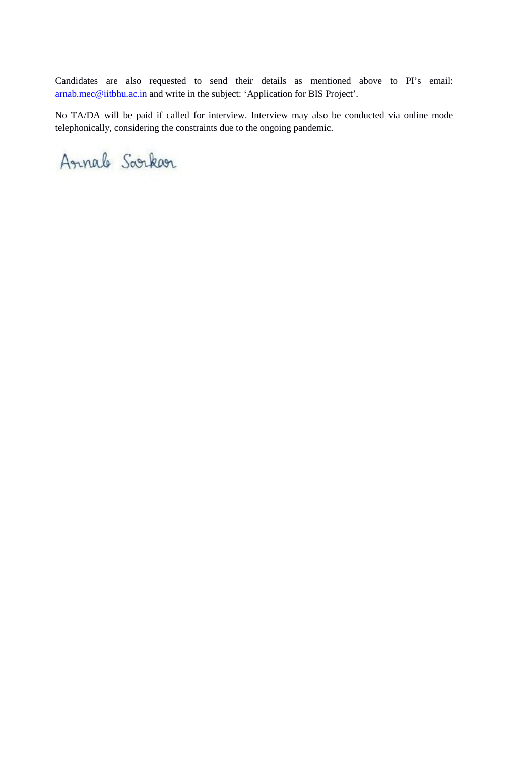Candidates are also requested to send their details as mentioned above to PI's email: arnab.mec@iitbhu.ac.in and write in the subject: 'Application for BIS Project'.

No TA/DA will be paid if called for interview. Interview may also be conducted via online mode telephonically, considering the constraints due to the ongoing pandemic.

Arnab Sarkar